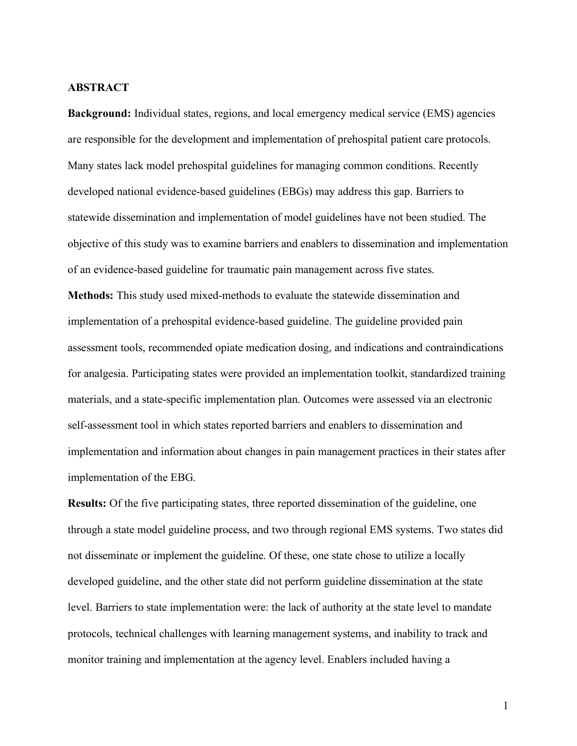## ABSTRACT

**Background:** Individual states, regions, and local emergency medical service (EMS) agencies are responsible for the development and implementation of prehospital patient care protocols. Many states lack model prehospital guidelines for managing common conditions. Recently developed national evidence-based guidelines (EBGs) may address this gap. Barriers to statewide dissemination and implementation of model guidelines have not been studied. The objective of this study was to examine barriers and enablers to dissemination and implementation of an evidence-based guideline for traumatic pain management across five states.

**Methods:** This study used mixed-methods to evaluate the statewide dissemination and implementation of a prehospital evidence-based guideline. The guideline provided pain assessment tools, recommended opiate medication dosing, and indications and contraindications for analgesia. Participating states were provided an implementation toolkit, standardized training materials, and a state-specific implementation plan. Outcomes were assessed via an electronic self-assessment tool in which states reported barriers and enablers to dissemination and implementation and information about changes in pain management practices in their states after implementation of the EBG.

**Results:** Of the five participating states, three reported dissemination of the guideline, one through a state model guideline process, and two through regional EMS systems. Two states did not disseminate or implement the guideline. Of these, one state chose to utilize a locally developed guideline, and the other state did not perform guideline dissemination at the state level. Barriers to state implementation were: the lack of authority at the state level to mandate protocols, technical challenges with learning management systems, and inability to track and monitor training and implementation at the agency level. Enablers included having a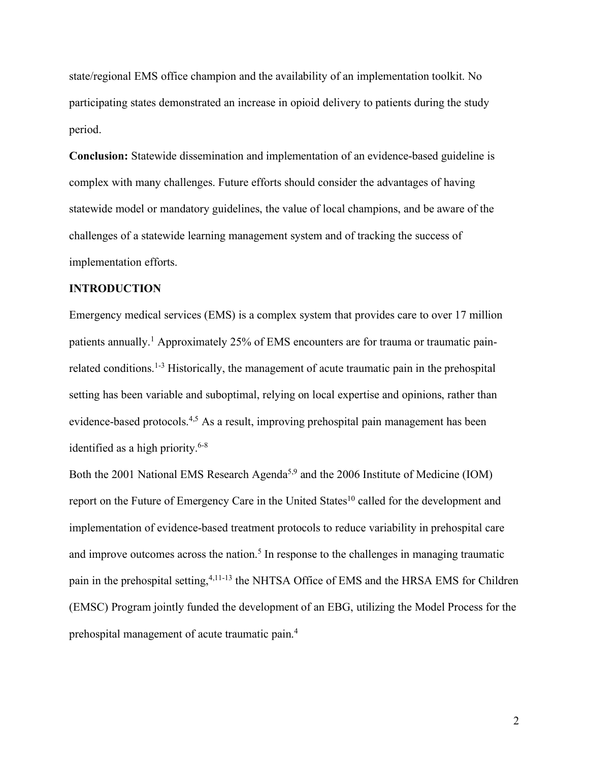state/regional EMS office champion and the availability of an implementation toolkit. No participating states demonstrated an increase in opioid delivery to patients during the study period.

**Conclusion:** Statewide dissemination and implementation of an evidence-based guideline is complex with many challenges. Future efforts should consider the advantages of having statewide model or mandatory guidelines, the value of local champions, and be aware of the challenges of a statewide learning management system and of tracking the success of implementation efforts.

## INTRODUCTION

Emergency medical services (EMS) is a complex system that provides care to over 17 million patients annually.[1] Approximately 25% of EMS encounters are for trauma or traumatic pain-related conditions.[1-3] Historically, the management of acute traumatic pain in the prehospital setting has been variable and suboptimal, relying on local expertise and opinions, rather than evidence-based protocols.[4,5] As a result, improving prehospital pain management has been identified as a high priority.[6-8]

Both the 2001 National EMS Research Agenda[5,9] and the 2006 Institute of Medicine (IOM) report on the Future of Emergency Care in the United States[10] called for the development and implementation of evidence-based treatment protocols to reduce variability in prehospital care and improve outcomes across the nation.[5] In response to the challenges in managing traumatic pain in the prehospital setting,[4,11-13] the NHTSA Office of EMS and the HRSA EMS for Children (EMSC) Program jointly funded the development of an EBG, utilizing the Model Process for the prehospital management of acute traumatic pain.[4]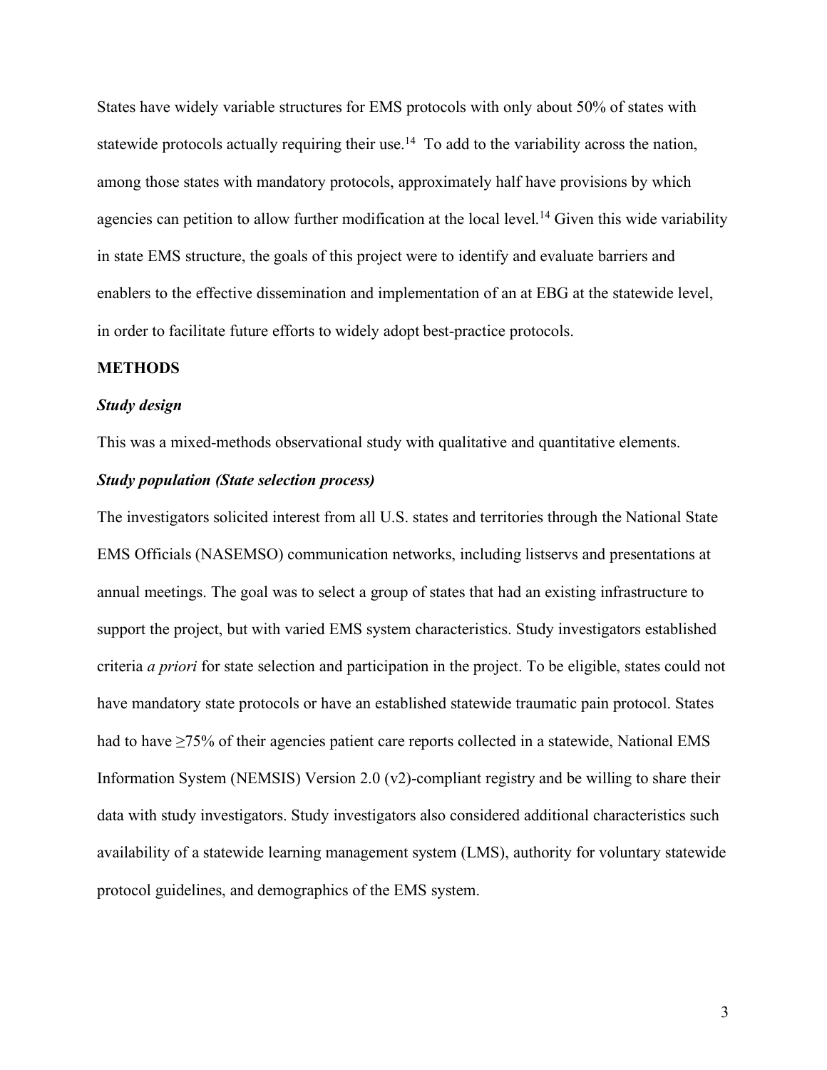States have widely variable structures for EMS protocols with only about 50% of states with statewide protocols actually requiring their use.[14] To add to the variability across the nation, among those states with mandatory protocols, approximately half have provisions by which agencies can petition to allow further modification at the local level.[14] Given this wide variability in state EMS structure, the goals of this project were to identify and evaluate barriers and enablers to the effective dissemination and implementation of an at EBG at the statewide level, in order to facilitate future efforts to widely adopt best-practice protocols.

## METHODS

### *Study design*

This was a mixed-methods observational study with qualitative and quantitative elements.

### *Study population (State selection process)*

The investigators solicited interest from all U.S. states and territories through the National State EMS Officials (NASEMSO) communication networks, including listservs and presentations at annual meetings. The goal was to select a group of states that had an existing infrastructure to support the project, but with varied EMS system characteristics. Study investigators established criteria *a priori* for state selection and participation in the project. To be eligible, states could not have mandatory state protocols or have an established statewide traumatic pain protocol. States had to have ≥75% of their agencies patient care reports collected in a statewide, National EMS Information System (NEMSIS) Version 2.0 (v2)-compliant registry and be willing to share their data with study investigators. Study investigators also considered additional characteristics such availability of a statewide learning management system (LMS), authority for voluntary statewide protocol guidelines, and demographics of the EMS system.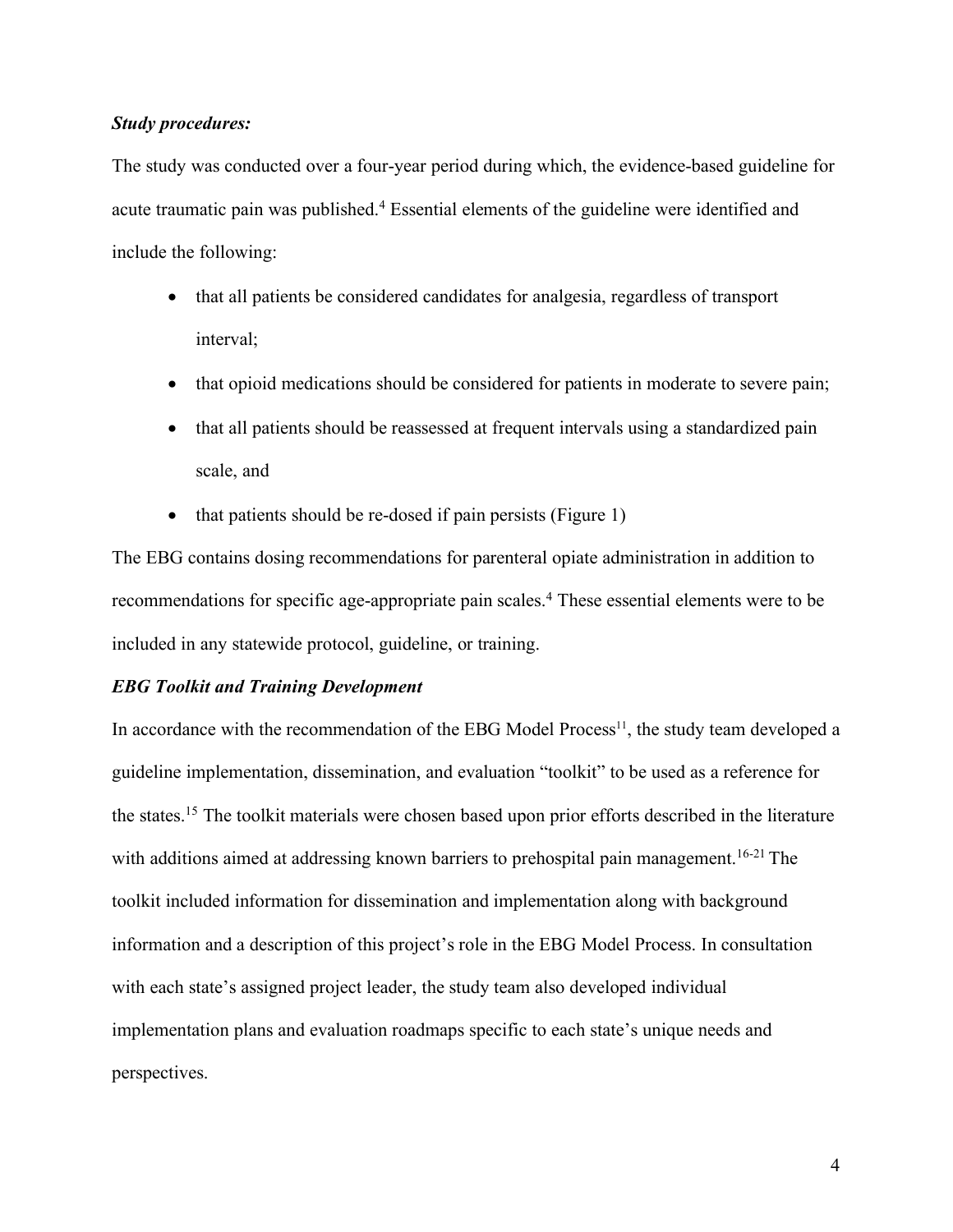***Study procedures:***

The study was conducted over a four-year period during which, the evidence-based guideline for acute traumatic pain was published.[4] Essential elements of the guideline were identified and include the following:

- that all patients be considered candidates for analgesia, regardless of transport interval;
- that opioid medications should be considered for patients in moderate to severe pain;
- that all patients should be reassessed at frequent intervals using a standardized pain scale, and
- that patients should be re-dosed if pain persists (Figure 1)

The EBG contains dosing recommendations for parenteral opiate administration in addition to recommendations for specific age-appropriate pain scales.[4] These essential elements were to be included in any statewide protocol, guideline, or training.

***EBG Toolkit and Training Development***

In accordance with the recommendation of the EBG Model Process[11], the study team developed a guideline implementation, dissemination, and evaluation "toolkit" to be used as a reference for the states.[15] The toolkit materials were chosen based upon prior efforts described in the literature with additions aimed at addressing known barriers to prehospital pain management.[16-21] The toolkit included information for dissemination and implementation along with background information and a description of this project's role in the EBG Model Process. In consultation with each state's assigned project leader, the study team also developed individual implementation plans and evaluation roadmaps specific to each state's unique needs and perspectives.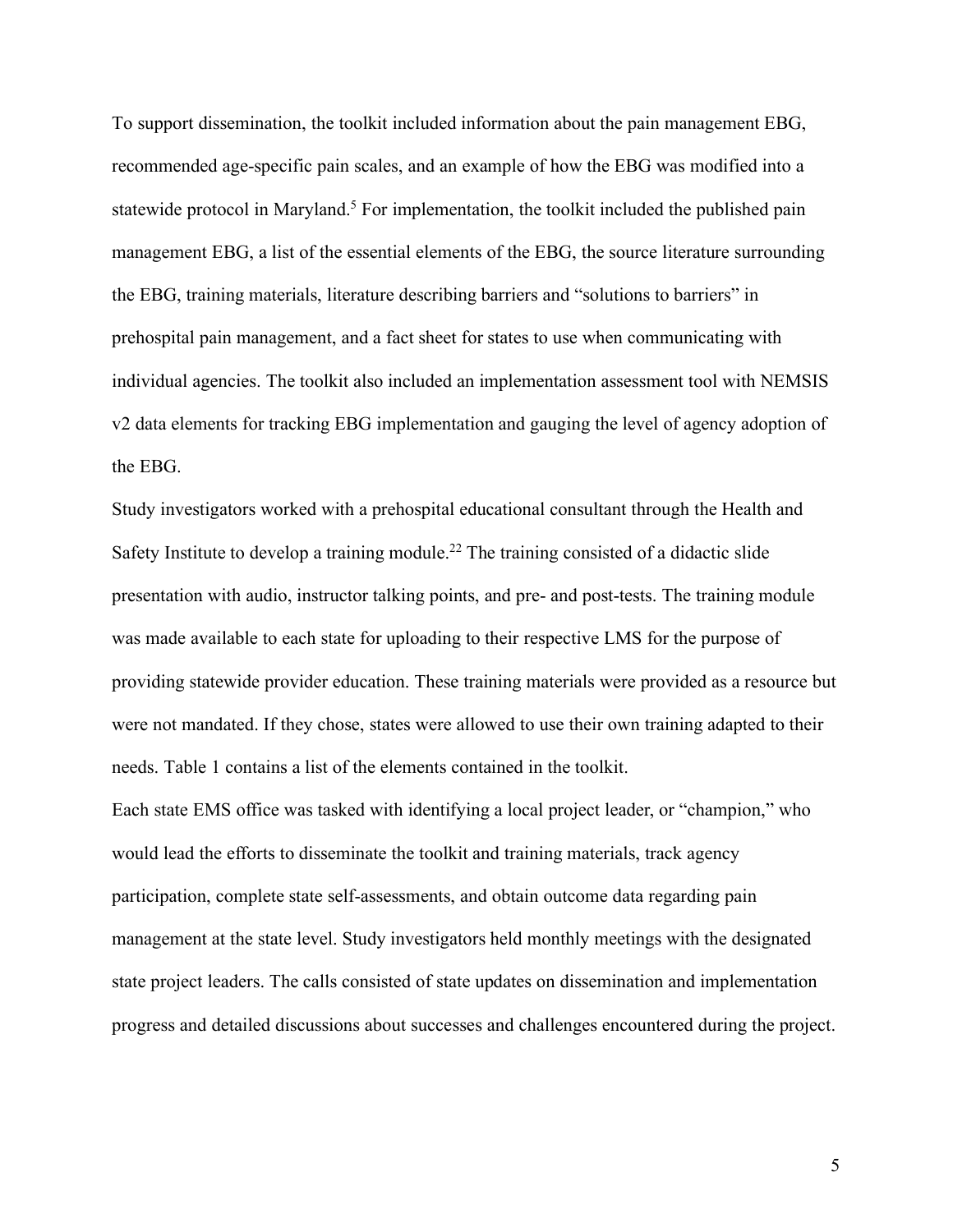To support dissemination, the toolkit included information about the pain management EBG, recommended age-specific pain scales, and an example of how the EBG was modified into a statewide protocol in Maryland.[5] For implementation, the toolkit included the published pain management EBG, a list of the essential elements of the EBG, the source literature surrounding the EBG, training materials, literature describing barriers and "solutions to barriers" in prehospital pain management, and a fact sheet for states to use when communicating with individual agencies. The toolkit also included an implementation assessment tool with NEMSIS v2 data elements for tracking EBG implementation and gauging the level of agency adoption of the EBG.

Study investigators worked with a prehospital educational consultant through the Health and Safety Institute to develop a training module.[22] The training consisted of a didactic slide presentation with audio, instructor talking points, and pre- and post-tests. The training module was made available to each state for uploading to their respective LMS for the purpose of providing statewide provider education. These training materials were provided as a resource but were not mandated. If they chose, states were allowed to use their own training adapted to their needs. Table 1 contains a list of the elements contained in the toolkit.

Each state EMS office was tasked with identifying a local project leader, or "champion," who would lead the efforts to disseminate the toolkit and training materials, track agency participation, complete state self-assessments, and obtain outcome data regarding pain management at the state level. Study investigators held monthly meetings with the designated state project leaders. The calls consisted of state updates on dissemination and implementation progress and detailed discussions about successes and challenges encountered during the project.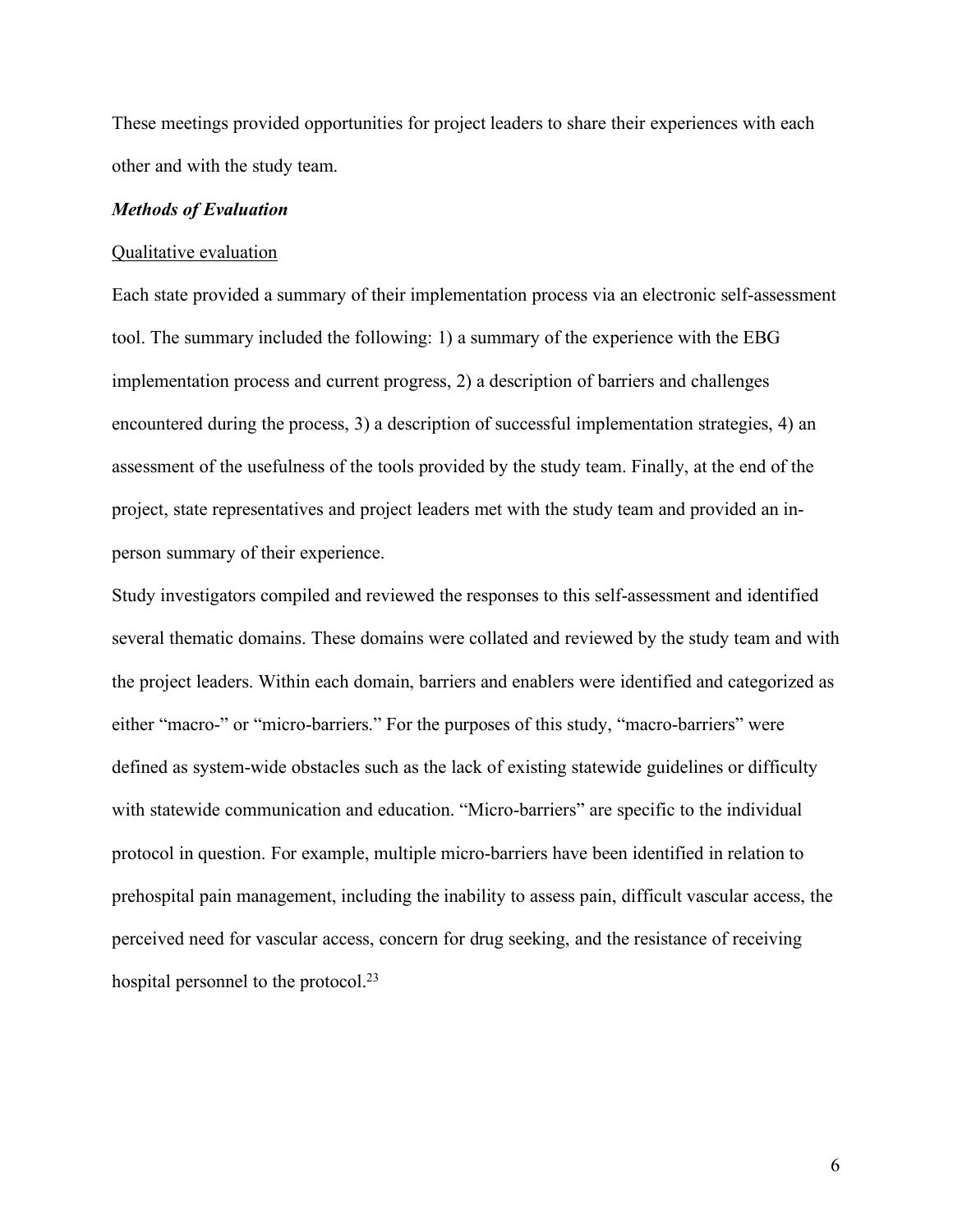These meetings provided opportunities for project leaders to share their experiences with each other and with the study team.

***Methods of Evaluation***

Qualitative evaluation

Each state provided a summary of their implementation process via an electronic self-assessment tool. The summary included the following: 1) a summary of the experience with the EBG implementation process and current progress, 2) a description of barriers and challenges encountered during the process, 3) a description of successful implementation strategies, 4) an assessment of the usefulness of the tools provided by the study team. Finally, at the end of the project, state representatives and project leaders met with the study team and provided an in-person summary of their experience.

Study investigators compiled and reviewed the responses to this self-assessment and identified several thematic domains. These domains were collated and reviewed by the study team and with the project leaders. Within each domain, barriers and enablers were identified and categorized as either "macro-" or "micro-barriers." For the purposes of this study, "macro-barriers" were defined as system-wide obstacles such as the lack of existing statewide guidelines or difficulty with statewide communication and education. "Micro-barriers" are specific to the individual protocol in question. For example, multiple micro-barriers have been identified in relation to prehospital pain management, including the inability to assess pain, difficult vascular access, the perceived need for vascular access, concern for drug seeking, and the resistance of receiving hospital personnel to the protocol.[23]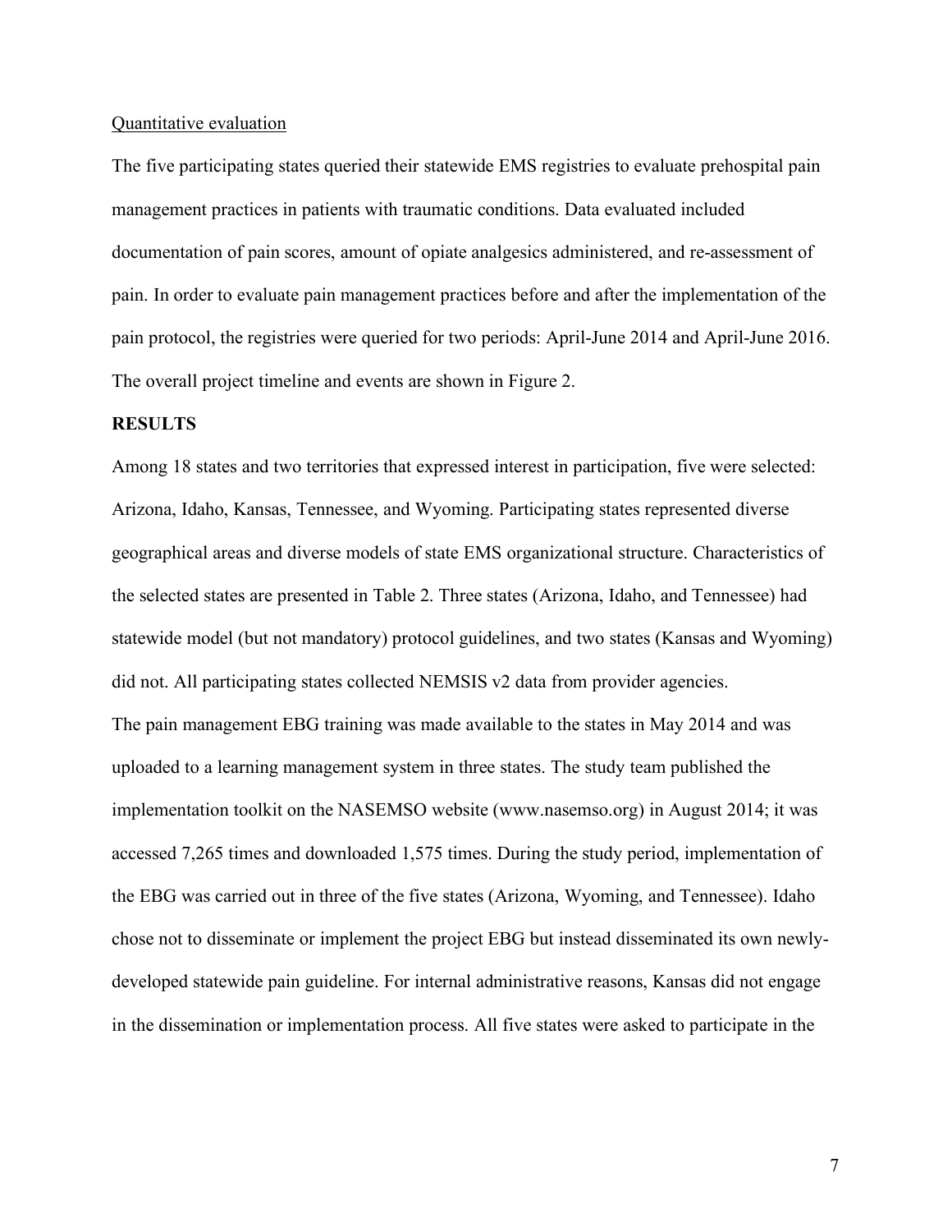Quantitative evaluation

The five participating states queried their statewide EMS registries to evaluate prehospital pain management practices in patients with traumatic conditions. Data evaluated included documentation of pain scores, amount of opiate analgesics administered, and re-assessment of pain. In order to evaluate pain management practices before and after the implementation of the pain protocol, the registries were queried for two periods: April-June 2014 and April-June 2016. The overall project timeline and events are shown in Figure 2.

## RESULTS

Among 18 states and two territories that expressed interest in participation, five were selected: Arizona, Idaho, Kansas, Tennessee, and Wyoming. Participating states represented diverse geographical areas and diverse models of state EMS organizational structure. Characteristics of the selected states are presented in Table 2. Three states (Arizona, Idaho, and Tennessee) had statewide model (but not mandatory) protocol guidelines, and two states (Kansas and Wyoming) did not. All participating states collected NEMSIS v2 data from provider agencies.

The pain management EBG training was made available to the states in May 2014 and was uploaded to a learning management system in three states. The study team published the implementation toolkit on the NASEMSO website (www.nasemso.org) in August 2014; it was accessed 7,265 times and downloaded 1,575 times. During the study period, implementation of the EBG was carried out in three of the five states (Arizona, Wyoming, and Tennessee). Idaho chose not to disseminate or implement the project EBG but instead disseminated its own newly-developed statewide pain guideline. For internal administrative reasons, Kansas did not engage in the dissemination or implementation process. All five states were asked to participate in the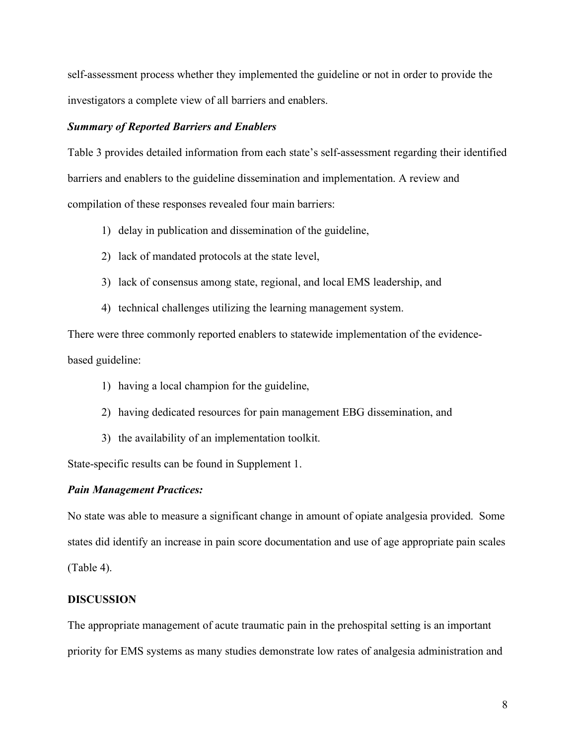self-assessment process whether they implemented the guideline or not in order to provide the investigators a complete view of all barriers and enablers.

***Summary of Reported Barriers and Enablers***

Table 3 provides detailed information from each state's self-assessment regarding their identified barriers and enablers to the guideline dissemination and implementation. A review and compilation of these responses revealed four main barriers:

1) delay in publication and dissemination of the guideline,
2) lack of mandated protocols at the state level,
3) lack of consensus among state, regional, and local EMS leadership, and
4) technical challenges utilizing the learning management system.

There were three commonly reported enablers to statewide implementation of the evidence-based guideline:

1) having a local champion for the guideline,
2) having dedicated resources for pain management EBG dissemination, and
3) the availability of an implementation toolkit.

State-specific results can be found in Supplement 1.

***Pain Management Practices:***

No state was able to measure a significant change in amount of opiate analgesia provided. Some states did identify an increase in pain score documentation and use of age appropriate pain scales (Table 4).

## DISCUSSION

The appropriate management of acute traumatic pain in the prehospital setting is an important priority for EMS systems as many studies demonstrate low rates of analgesia administration and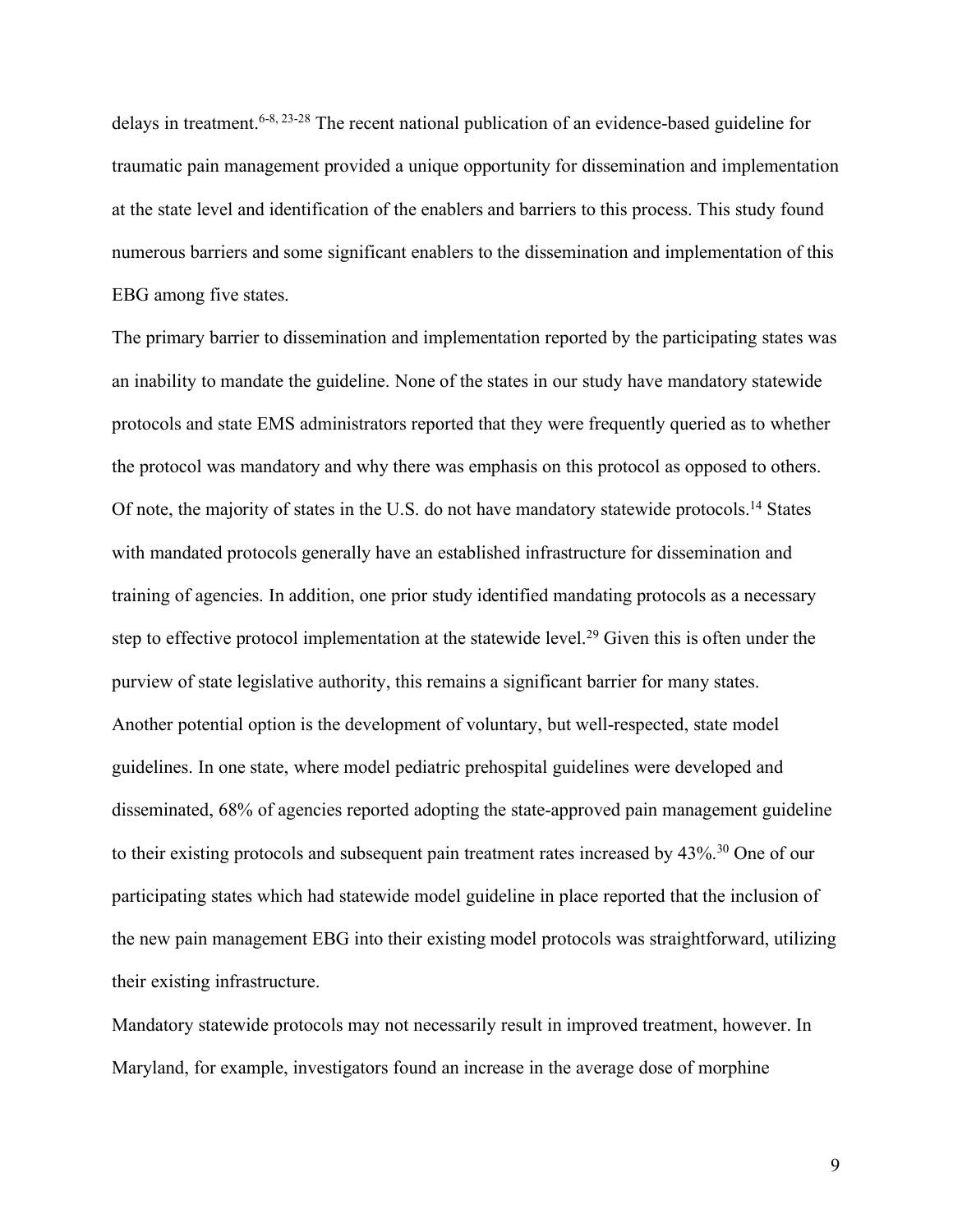delays in treatment.[6-8, 23-28] The recent national publication of an evidence-based guideline for traumatic pain management provided a unique opportunity for dissemination and implementation at the state level and identification of the enablers and barriers to this process. This study found numerous barriers and some significant enablers to the dissemination and implementation of this EBG among five states.

The primary barrier to dissemination and implementation reported by the participating states was an inability to mandate the guideline. None of the states in our study have mandatory statewide protocols and state EMS administrators reported that they were frequently queried as to whether the protocol was mandatory and why there was emphasis on this protocol as opposed to others. Of note, the majority of states in the U.S. do not have mandatory statewide protocols.[14] States with mandated protocols generally have an established infrastructure for dissemination and training of agencies. In addition, one prior study identified mandating protocols as a necessary step to effective protocol implementation at the statewide level.[29] Given this is often under the purview of state legislative authority, this remains a significant barrier for many states. Another potential option is the development of voluntary, but well-respected, state model guidelines. In one state, where model pediatric prehospital guidelines were developed and disseminated, 68% of agencies reported adopting the state-approved pain management guideline to their existing protocols and subsequent pain treatment rates increased by 43%.[30] One of our participating states which had statewide model guideline in place reported that the inclusion of the new pain management EBG into their existing model protocols was straightforward, utilizing their existing infrastructure.

Mandatory statewide protocols may not necessarily result in improved treatment, however. In Maryland, for example, investigators found an increase in the average dose of morphine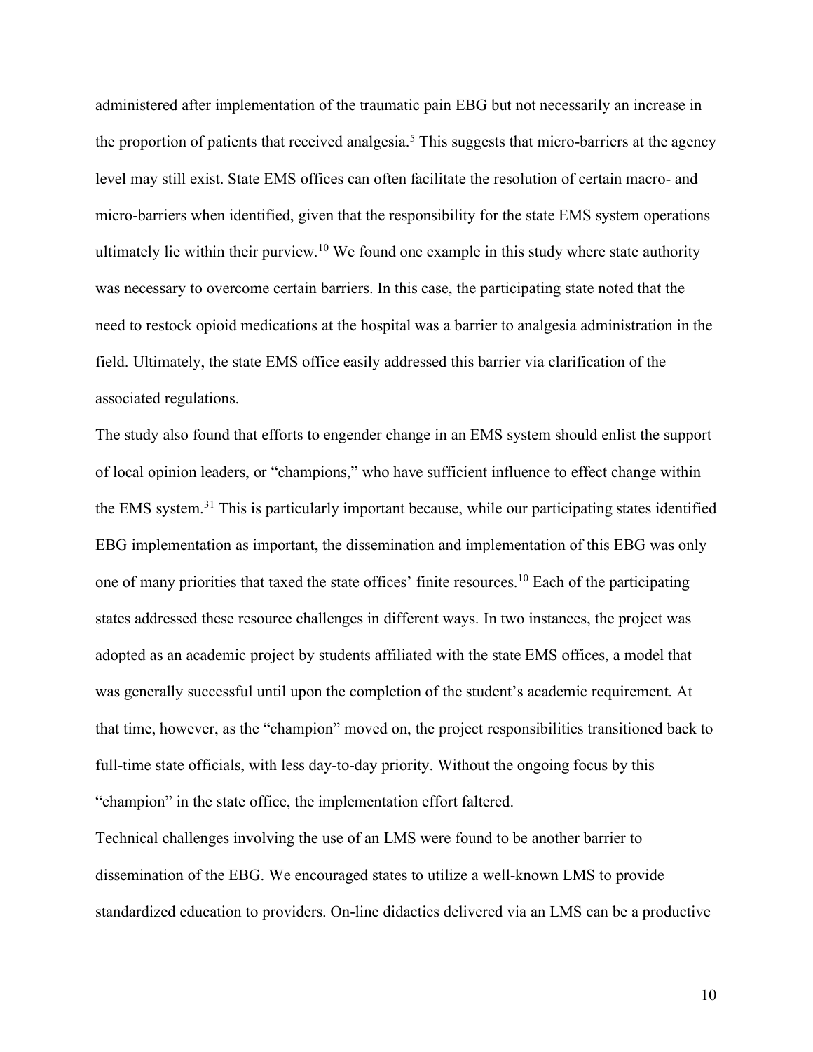administered after implementation of the traumatic pain EBG but not necessarily an increase in the proportion of patients that received analgesia.[5] This suggests that micro-barriers at the agency level may still exist. State EMS offices can often facilitate the resolution of certain macro- and micro-barriers when identified, given that the responsibility for the state EMS system operations ultimately lie within their purview.[10] We found one example in this study where state authority was necessary to overcome certain barriers. In this case, the participating state noted that the need to restock opioid medications at the hospital was a barrier to analgesia administration in the field. Ultimately, the state EMS office easily addressed this barrier via clarification of the associated regulations.

The study also found that efforts to engender change in an EMS system should enlist the support of local opinion leaders, or "champions," who have sufficient influence to effect change within the EMS system.[31] This is particularly important because, while our participating states identified EBG implementation as important, the dissemination and implementation of this EBG was only one of many priorities that taxed the state offices' finite resources.[10] Each of the participating states addressed these resource challenges in different ways. In two instances, the project was adopted as an academic project by students affiliated with the state EMS offices, a model that was generally successful until upon the completion of the student's academic requirement. At that time, however, as the "champion" moved on, the project responsibilities transitioned back to full-time state officials, with less day-to-day priority. Without the ongoing focus by this "champion" in the state office, the implementation effort faltered.

Technical challenges involving the use of an LMS were found to be another barrier to dissemination of the EBG. We encouraged states to utilize a well-known LMS to provide standardized education to providers. On-line didactics delivered via an LMS can be a productive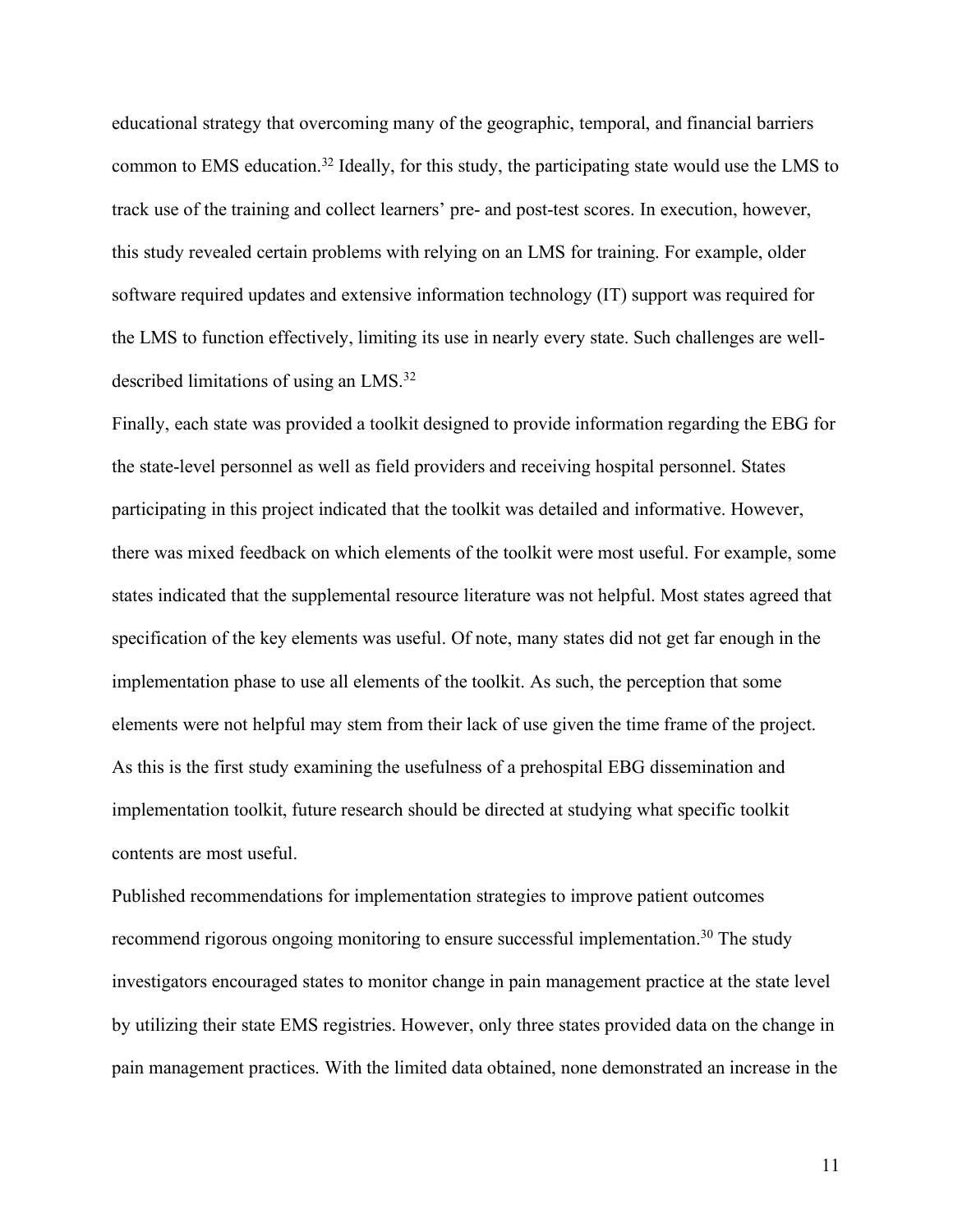educational strategy that overcoming many of the geographic, temporal, and financial barriers common to EMS education.[32] Ideally, for this study, the participating state would use the LMS to track use of the training and collect learners' pre- and post-test scores. In execution, however, this study revealed certain problems with relying on an LMS for training. For example, older software required updates and extensive information technology (IT) support was required for the LMS to function effectively, limiting its use in nearly every state. Such challenges are well-described limitations of using an LMS.[32]

Finally, each state was provided a toolkit designed to provide information regarding the EBG for the state-level personnel as well as field providers and receiving hospital personnel. States participating in this project indicated that the toolkit was detailed and informative. However, there was mixed feedback on which elements of the toolkit were most useful. For example, some states indicated that the supplemental resource literature was not helpful. Most states agreed that specification of the key elements was useful. Of note, many states did not get far enough in the implementation phase to use all elements of the toolkit. As such, the perception that some elements were not helpful may stem from their lack of use given the time frame of the project. As this is the first study examining the usefulness of a prehospital EBG dissemination and implementation toolkit, future research should be directed at studying what specific toolkit contents are most useful.

Published recommendations for implementation strategies to improve patient outcomes recommend rigorous ongoing monitoring to ensure successful implementation.[30] The study investigators encouraged states to monitor change in pain management practice at the state level by utilizing their state EMS registries. However, only three states provided data on the change in pain management practices. With the limited data obtained, none demonstrated an increase in the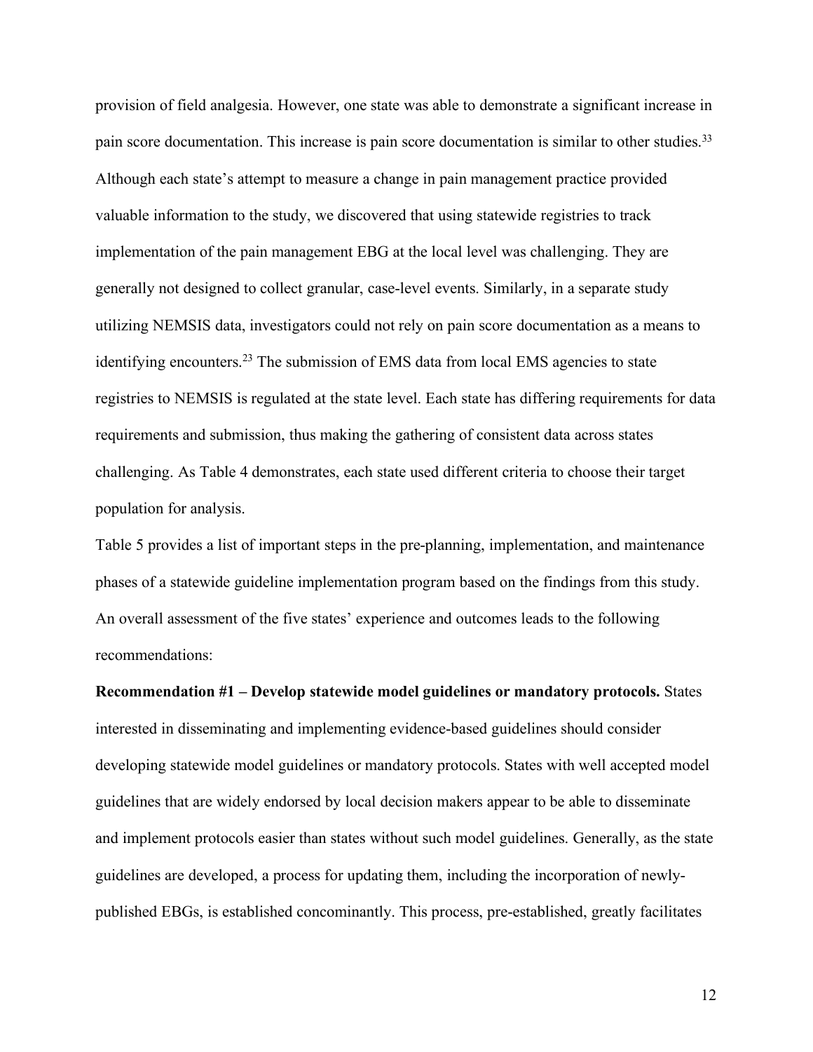provision of field analgesia. However, one state was able to demonstrate a significant increase in pain score documentation. This increase is pain score documentation is similar to other studies.[33] Although each state's attempt to measure a change in pain management practice provided valuable information to the study, we discovered that using statewide registries to track implementation of the pain management EBG at the local level was challenging. They are generally not designed to collect granular, case-level events. Similarly, in a separate study utilizing NEMSIS data, investigators could not rely on pain score documentation as a means to identifying encounters.[23] The submission of EMS data from local EMS agencies to state registries to NEMSIS is regulated at the state level. Each state has differing requirements for data requirements and submission, thus making the gathering of consistent data across states challenging. As Table 4 demonstrates, each state used different criteria to choose their target population for analysis.

Table 5 provides a list of important steps in the pre-planning, implementation, and maintenance phases of a statewide guideline implementation program based on the findings from this study. An overall assessment of the five states' experience and outcomes leads to the following recommendations:

**Recommendation #1 – Develop statewide model guidelines or mandatory protocols.** States interested in disseminating and implementing evidence-based guidelines should consider developing statewide model guidelines or mandatory protocols. States with well accepted model guidelines that are widely endorsed by local decision makers appear to be able to disseminate and implement protocols easier than states without such model guidelines. Generally, as the state guidelines are developed, a process for updating them, including the incorporation of newly-published EBGs, is established concominantly. This process, pre-established, greatly facilitates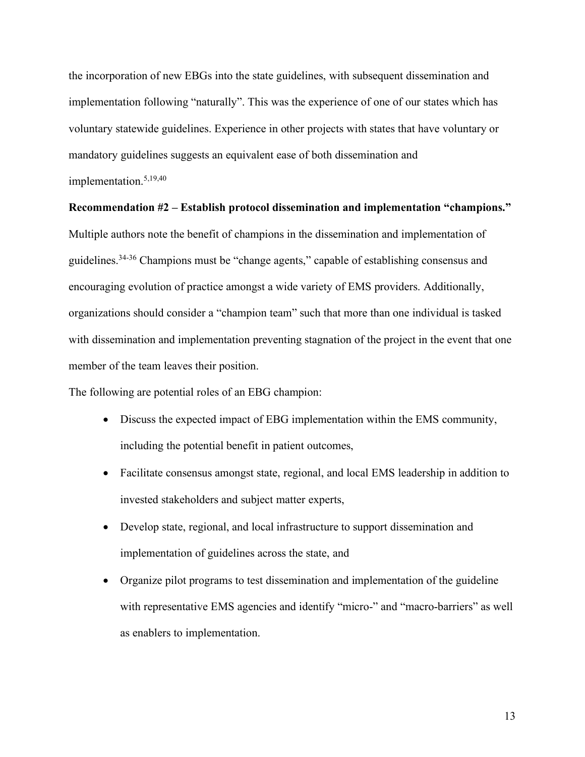the incorporation of new EBGs into the state guidelines, with subsequent dissemination and implementation following "naturally". This was the experience of one of our states which has voluntary statewide guidelines. Experience in other projects with states that have voluntary or mandatory guidelines suggests an equivalent ease of both dissemination and implementation.[5,19,40]

**Recommendation #2 – Establish protocol dissemination and implementation "champions."**

Multiple authors note the benefit of champions in the dissemination and implementation of guidelines.[34-36] Champions must be "change agents," capable of establishing consensus and encouraging evolution of practice amongst a wide variety of EMS providers. Additionally, organizations should consider a "champion team" such that more than one individual is tasked with dissemination and implementation preventing stagnation of the project in the event that one member of the team leaves their position.

The following are potential roles of an EBG champion:

- Discuss the expected impact of EBG implementation within the EMS community, including the potential benefit in patient outcomes,
- Facilitate consensus amongst state, regional, and local EMS leadership in addition to invested stakeholders and subject matter experts,
- Develop state, regional, and local infrastructure to support dissemination and implementation of guidelines across the state, and
- Organize pilot programs to test dissemination and implementation of the guideline with representative EMS agencies and identify "micro-" and "macro-barriers" as well as enablers to implementation.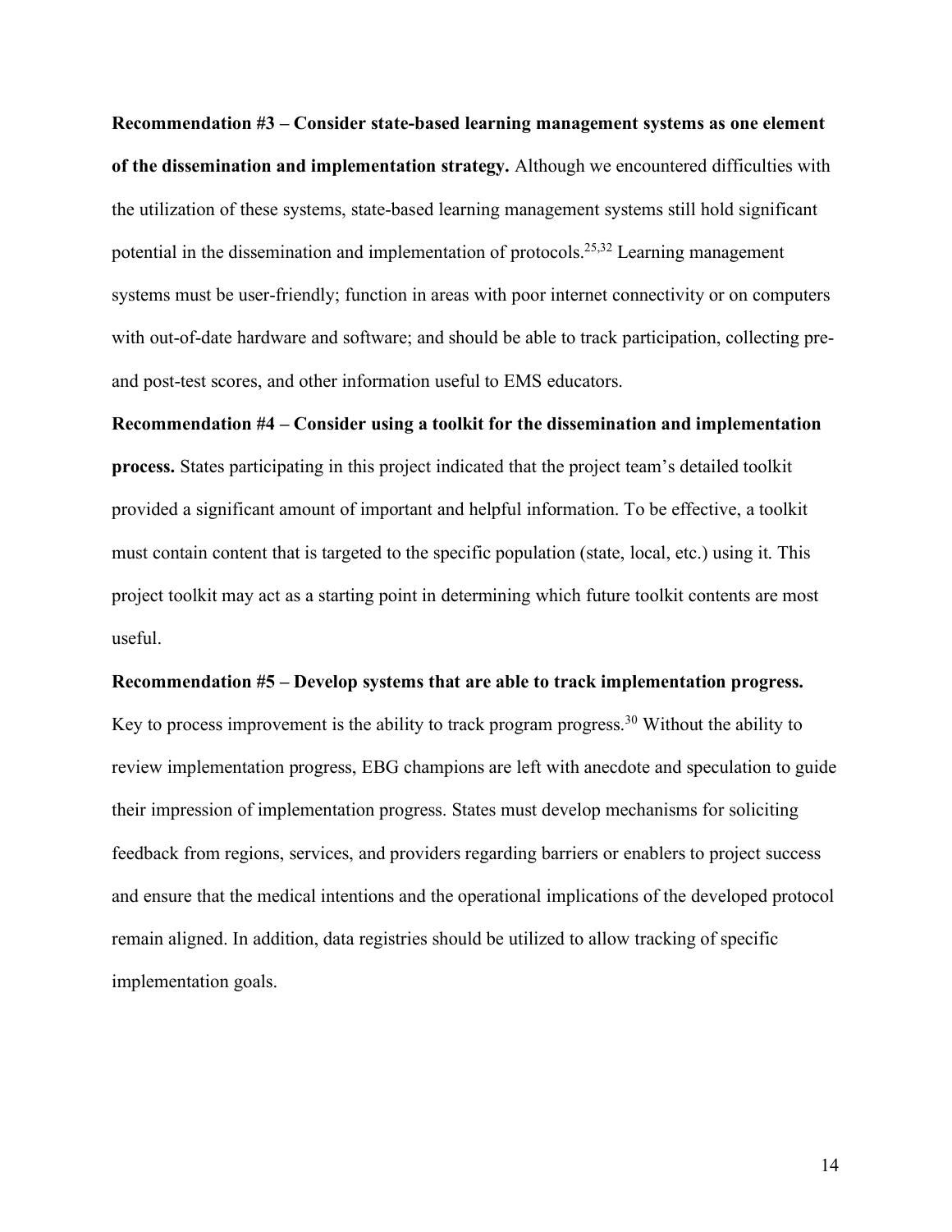**Recommendation #3 – Consider state-based learning management systems as one element of the dissemination and implementation strategy.** Although we encountered difficulties with the utilization of these systems, state-based learning management systems still hold significant potential in the dissemination and implementation of protocols.[25,32] Learning management systems must be user-friendly; function in areas with poor internet connectivity or on computers with out-of-date hardware and software; and should be able to track participation, collecting pre- and post-test scores, and other information useful to EMS educators.

**Recommendation #4 – Consider using a toolkit for the dissemination and implementation process.** States participating in this project indicated that the project team's detailed toolkit provided a significant amount of important and helpful information. To be effective, a toolkit must contain content that is targeted to the specific population (state, local, etc.) using it. This project toolkit may act as a starting point in determining which future toolkit contents are most useful.

**Recommendation #5 – Develop systems that are able to track implementation progress.** Key to process improvement is the ability to track program progress.[30] Without the ability to review implementation progress, EBG champions are left with anecdote and speculation to guide their impression of implementation progress. States must develop mechanisms for soliciting feedback from regions, services, and providers regarding barriers or enablers to project success and ensure that the medical intentions and the operational implications of the developed protocol remain aligned. In addition, data registries should be utilized to allow tracking of specific implementation goals.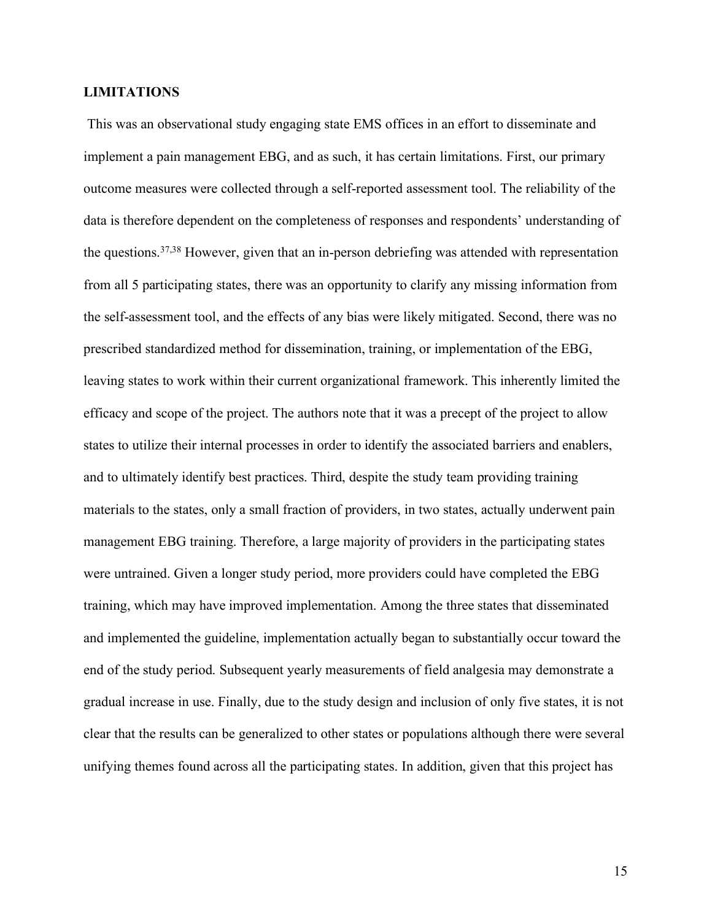## LIMITATIONS

This was an observational study engaging state EMS offices in an effort to disseminate and implement a pain management EBG, and as such, it has certain limitations. First, our primary outcome measures were collected through a self-reported assessment tool. The reliability of the data is therefore dependent on the completeness of responses and respondents' understanding of the questions.[37,38] However, given that an in-person debriefing was attended with representation from all 5 participating states, there was an opportunity to clarify any missing information from the self-assessment tool, and the effects of any bias were likely mitigated. Second, there was no prescribed standardized method for dissemination, training, or implementation of the EBG, leaving states to work within their current organizational framework. This inherently limited the efficacy and scope of the project. The authors note that it was a precept of the project to allow states to utilize their internal processes in order to identify the associated barriers and enablers, and to ultimately identify best practices. Third, despite the study team providing training materials to the states, only a small fraction of providers, in two states, actually underwent pain management EBG training. Therefore, a large majority of providers in the participating states were untrained. Given a longer study period, more providers could have completed the EBG training, which may have improved implementation. Among the three states that disseminated and implemented the guideline, implementation actually began to substantially occur toward the end of the study period. Subsequent yearly measurements of field analgesia may demonstrate a gradual increase in use. Finally, due to the study design and inclusion of only five states, it is not clear that the results can be generalized to other states or populations although there were several unifying themes found across all the participating states. In addition, given that this project has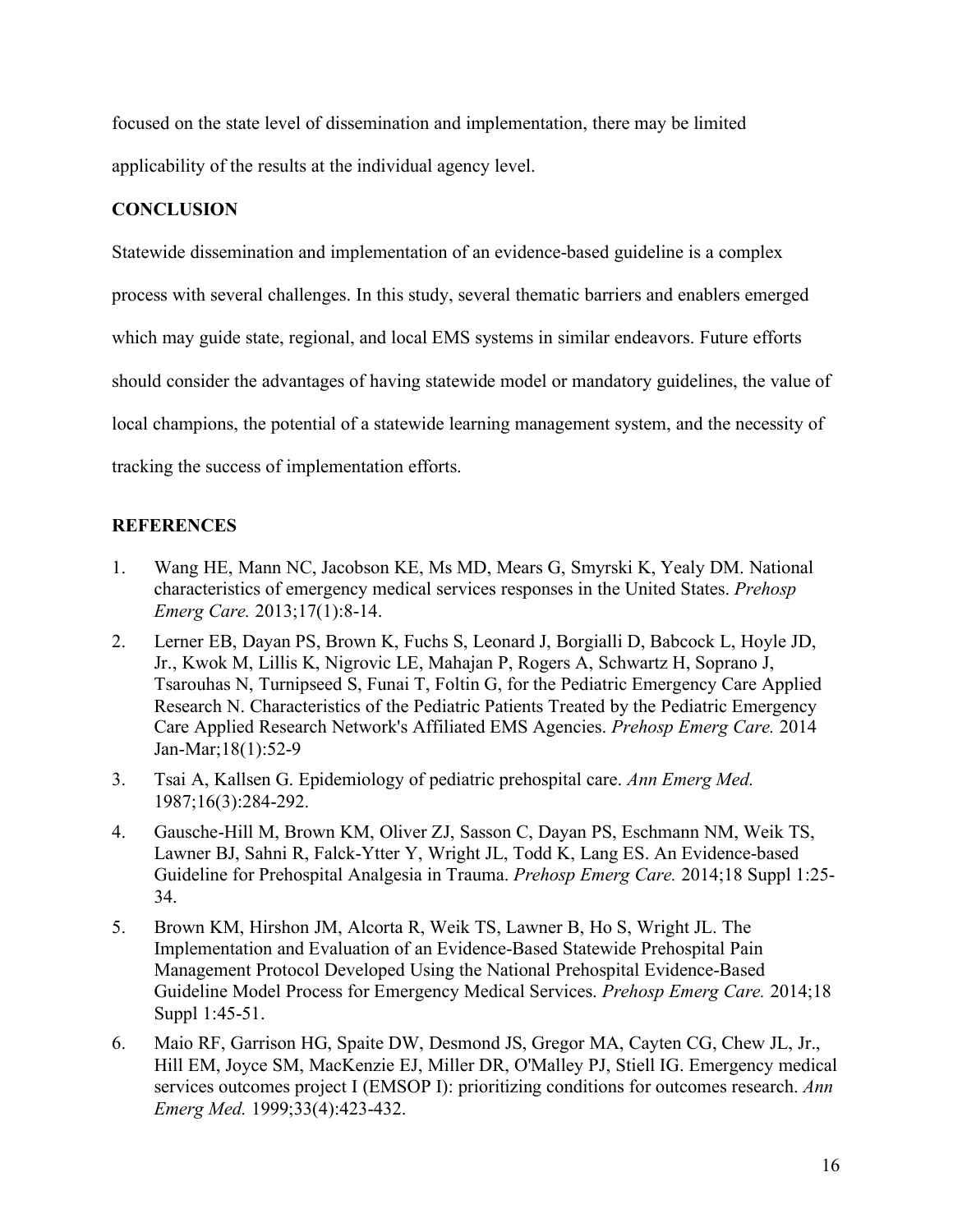focused on the state level of dissemination and implementation, there may be limited applicability of the results at the individual agency level.

## CONCLUSION

Statewide dissemination and implementation of an evidence-based guideline is a complex process with several challenges. In this study, several thematic barriers and enablers emerged which may guide state, regional, and local EMS systems in similar endeavors. Future efforts should consider the advantages of having statewide model or mandatory guidelines, the value of local champions, the potential of a statewide learning management system, and the necessity of tracking the success of implementation efforts.

## REFERENCES

1. Wang HE, Mann NC, Jacobson KE, Ms MD, Mears G, Smyrski K, Yealy DM. National characteristics of emergency medical services responses in the United States. *Prehosp Emerg Care.* 2013;17(1):8-14.
2. Lerner EB, Dayan PS, Brown K, Fuchs S, Leonard J, Borgialli D, Babcock L, Hoyle JD, Jr., Kwok M, Lillis K, Nigrovic LE, Mahajan P, Rogers A, Schwartz H, Soprano J, Tsarouhas N, Turnipseed S, Funai T, Foltin G, for the Pediatric Emergency Care Applied Research N. Characteristics of the Pediatric Patients Treated by the Pediatric Emergency Care Applied Research Network's Affiliated EMS Agencies. *Prehosp Emerg Care.* 2014 Jan-Mar;18(1):52-9
3. Tsai A, Kallsen G. Epidemiology of pediatric prehospital care. *Ann Emerg Med.* 1987;16(3):284-292.
4. Gausche-Hill M, Brown KM, Oliver ZJ, Sasson C, Dayan PS, Eschmann NM, Weik TS, Lawner BJ, Sahni R, Falck-Ytter Y, Wright JL, Todd K, Lang ES. An Evidence-based Guideline for Prehospital Analgesia in Trauma. *Prehosp Emerg Care.* 2014;18 Suppl 1:25-34.
5. Brown KM, Hirshon JM, Alcorta R, Weik TS, Lawner B, Ho S, Wright JL. The Implementation and Evaluation of an Evidence-Based Statewide Prehospital Pain Management Protocol Developed Using the National Prehospital Evidence-Based Guideline Model Process for Emergency Medical Services. *Prehosp Emerg Care.* 2014;18 Suppl 1:45-51.
6. Maio RF, Garrison HG, Spaite DW, Desmond JS, Gregor MA, Cayten CG, Chew JL, Jr., Hill EM, Joyce SM, MacKenzie EJ, Miller DR, O'Malley PJ, Stiell IG. Emergency medical services outcomes project I (EMSOP I): prioritizing conditions for outcomes research. *Ann Emerg Med.* 1999;33(4):423-432.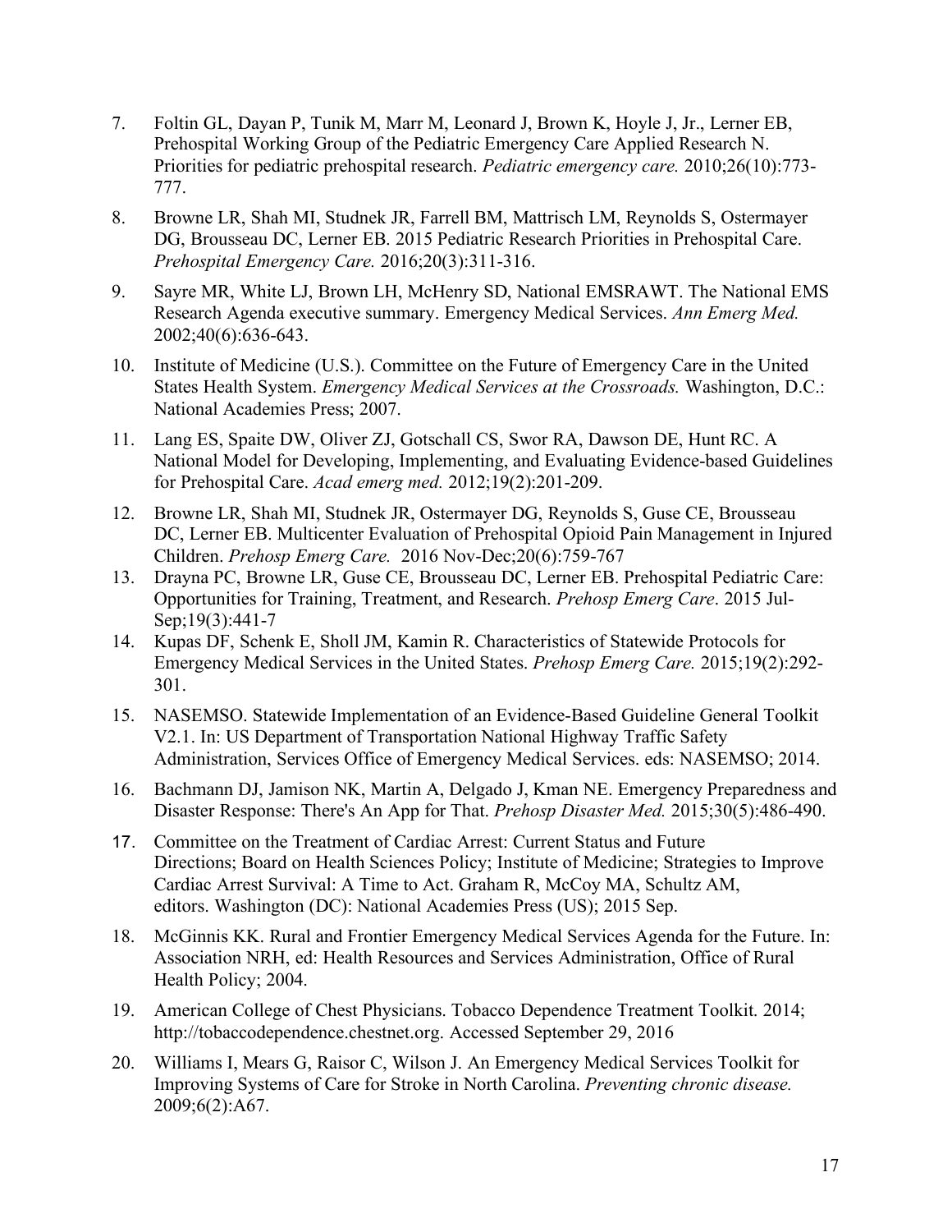7. Foltin GL, Dayan P, Tunik M, Marr M, Leonard J, Brown K, Hoyle J, Jr., Lerner EB, Prehospital Working Group of the Pediatric Emergency Care Applied Research N. Priorities for pediatric prehospital research. *Pediatric emergency care.* 2010;26(10):773-777.

8. Browne LR, Shah MI, Studnek JR, Farrell BM, Mattrisch LM, Reynolds S, Ostermayer DG, Brousseau DC, Lerner EB. 2015 Pediatric Research Priorities in Prehospital Care. *Prehospital Emergency Care.* 2016;20(3):311-316.

9. Sayre MR, White LJ, Brown LH, McHenry SD, National EMSRAWT. The National EMS Research Agenda executive summary. Emergency Medical Services. *Ann Emerg Med.* 2002;40(6):636-643.

10. Institute of Medicine (U.S.). Committee on the Future of Emergency Care in the United States Health System. *Emergency Medical Services at the Crossroads.* Washington, D.C.: National Academies Press; 2007.

11. Lang ES, Spaite DW, Oliver ZJ, Gotschall CS, Swor RA, Dawson DE, Hunt RC. A National Model for Developing, Implementing, and Evaluating Evidence-based Guidelines for Prehospital Care. *Acad emerg med.* 2012;19(2):201-209.

12. Browne LR, Shah MI, Studnek JR, Ostermayer DG, Reynolds S, Guse CE, Brousseau DC, Lerner EB. Multicenter Evaluation of Prehospital Opioid Pain Management in Injured Children. *Prehosp Emerg Care.* 2016 Nov-Dec;20(6):759-767

13. Drayna PC, Browne LR, Guse CE, Brousseau DC, Lerner EB. Prehospital Pediatric Care: Opportunities for Training, Treatment, and Research. *Prehosp Emerg Care*. 2015 Jul-Sep;19(3):441-7

14. Kupas DF, Schenk E, Sholl JM, Kamin R. Characteristics of Statewide Protocols for Emergency Medical Services in the United States. *Prehosp Emerg Care.* 2015;19(2):292-301.

15. NASEMSO. Statewide Implementation of an Evidence-Based Guideline General Toolkit V2.1. In: US Department of Transportation National Highway Traffic Safety Administration, Services Office of Emergency Medical Services. eds: NASEMSO; 2014.

16. Bachmann DJ, Jamison NK, Martin A, Delgado J, Kman NE. Emergency Preparedness and Disaster Response: There's An App for That. *Prehosp Disaster Med.* 2015;30(5):486-490.

17. Committee on the Treatment of Cardiac Arrest: Current Status and Future Directions; Board on Health Sciences Policy; Institute of Medicine; Strategies to Improve Cardiac Arrest Survival: A Time to Act. Graham R, McCoy MA, Schultz AM, editors. Washington (DC): National Academies Press (US); 2015 Sep.

18. McGinnis KK. Rural and Frontier Emergency Medical Services Agenda for the Future. In: Association NRH, ed: Health Resources and Services Administration, Office of Rural Health Policy; 2004.

19. American College of Chest Physicians. Tobacco Dependence Treatment Toolkit. 2014; http://tobaccodependence.chestnet.org. Accessed September 29, 2016

20. Williams I, Mears G, Raisor C, Wilson J. An Emergency Medical Services Toolkit for Improving Systems of Care for Stroke in North Carolina. *Preventing chronic disease.* 2009;6(2):A67.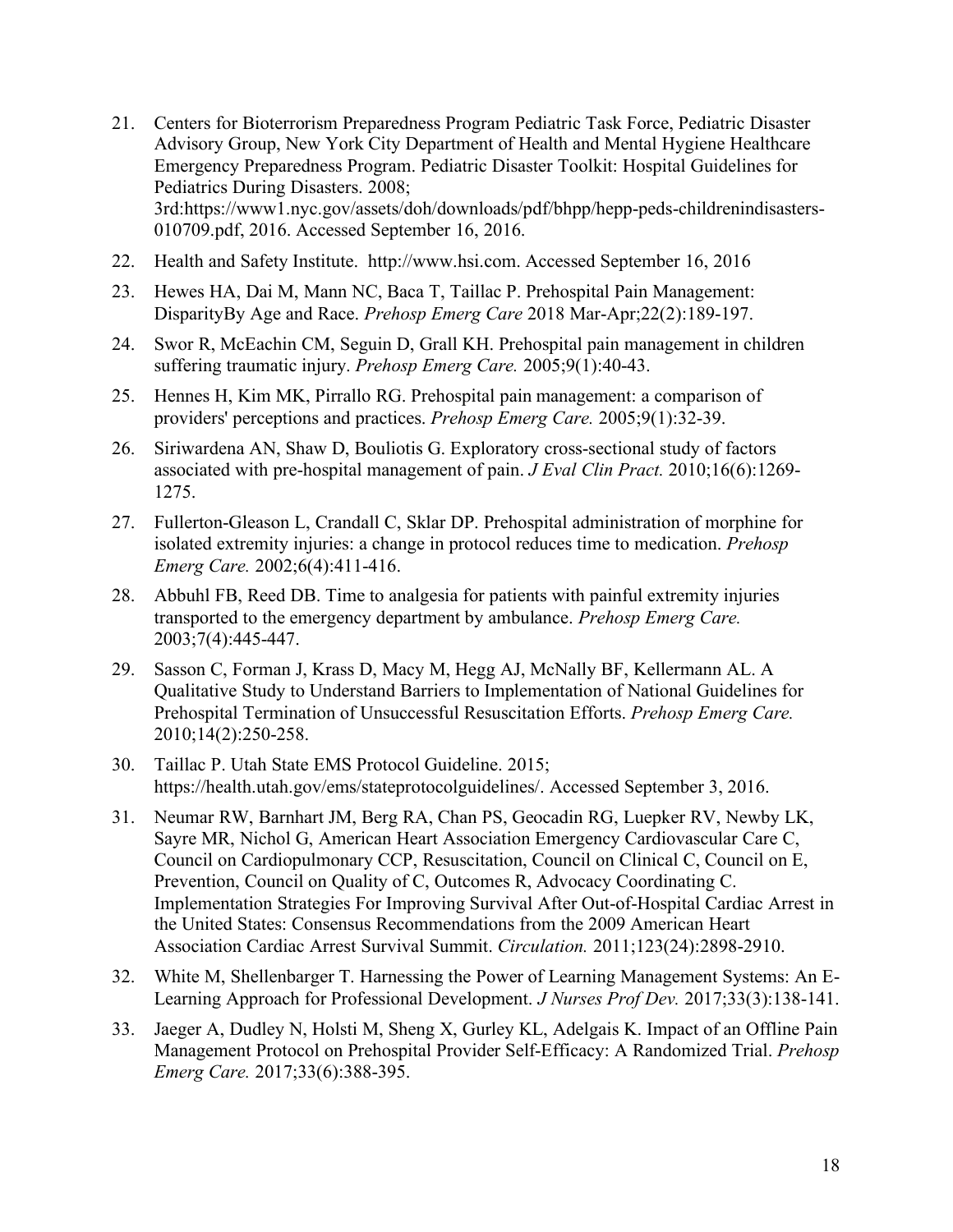21. Centers for Bioterrorism Preparedness Program Pediatric Task Force, Pediatric Disaster Advisory Group, New York City Department of Health and Mental Hygiene Healthcare Emergency Preparedness Program. Pediatric Disaster Toolkit: Hospital Guidelines for Pediatrics During Disasters. 2008; 3rd:https://www1.nyc.gov/assets/doh/downloads/pdf/bhpp/hepp-peds-childrenindisasters-010709.pdf, 2016. Accessed September 16, 2016.
22. Health and Safety Institute. http://www.hsi.com. Accessed September 16, 2016
23. Hewes HA, Dai M, Mann NC, Baca T, Taillac P. Prehospital Pain Management: DisparityBy Age and Race. *Prehosp Emerg Care* 2018 Mar-Apr;22(2):189-197.
24. Swor R, McEachin CM, Seguin D, Grall KH. Prehospital pain management in children suffering traumatic injury. *Prehosp Emerg Care.* 2005;9(1):40-43.
25. Hennes H, Kim MK, Pirrallo RG. Prehospital pain management: a comparison of providers' perceptions and practices. *Prehosp Emerg Care.* 2005;9(1):32-39.
26. Siriwardena AN, Shaw D, Bouliotis G. Exploratory cross-sectional study of factors associated with pre-hospital management of pain. *J Eval Clin Pract.* 2010;16(6):1269-1275.
27. Fullerton-Gleason L, Crandall C, Sklar DP. Prehospital administration of morphine for isolated extremity injuries: a change in protocol reduces time to medication. *Prehosp Emerg Care.* 2002;6(4):411-416.
28. Abbuhl FB, Reed DB. Time to analgesia for patients with painful extremity injuries transported to the emergency department by ambulance. *Prehosp Emerg Care.* 2003;7(4):445-447.
29. Sasson C, Forman J, Krass D, Macy M, Hegg AJ, McNally BF, Kellermann AL. A Qualitative Study to Understand Barriers to Implementation of National Guidelines for Prehospital Termination of Unsuccessful Resuscitation Efforts. *Prehosp Emerg Care.* 2010;14(2):250-258.
30. Taillac P. Utah State EMS Protocol Guideline. 2015; https://health.utah.gov/ems/stateprotocolguidelines/. Accessed September 3, 2016.
31. Neumar RW, Barnhart JM, Berg RA, Chan PS, Geocadin RG, Luepker RV, Newby LK, Sayre MR, Nichol G, American Heart Association Emergency Cardiovascular Care C, Council on Cardiopulmonary CCP, Resuscitation, Council on Clinical C, Council on E, Prevention, Council on Quality of C, Outcomes R, Advocacy Coordinating C. Implementation Strategies For Improving Survival After Out-of-Hospital Cardiac Arrest in the United States: Consensus Recommendations from the 2009 American Heart Association Cardiac Arrest Survival Summit. *Circulation.* 2011;123(24):2898-2910.
32. White M, Shellenbarger T. Harnessing the Power of Learning Management Systems: An E-Learning Approach for Professional Development. *J Nurses Prof Dev.* 2017;33(3):138-141.
33. Jaeger A, Dudley N, Holsti M, Sheng X, Gurley KL, Adelgais K. Impact of an Offline Pain Management Protocol on Prehospital Provider Self-Efficacy: A Randomized Trial. *Prehosp Emerg Care.* 2017;33(6):388-395.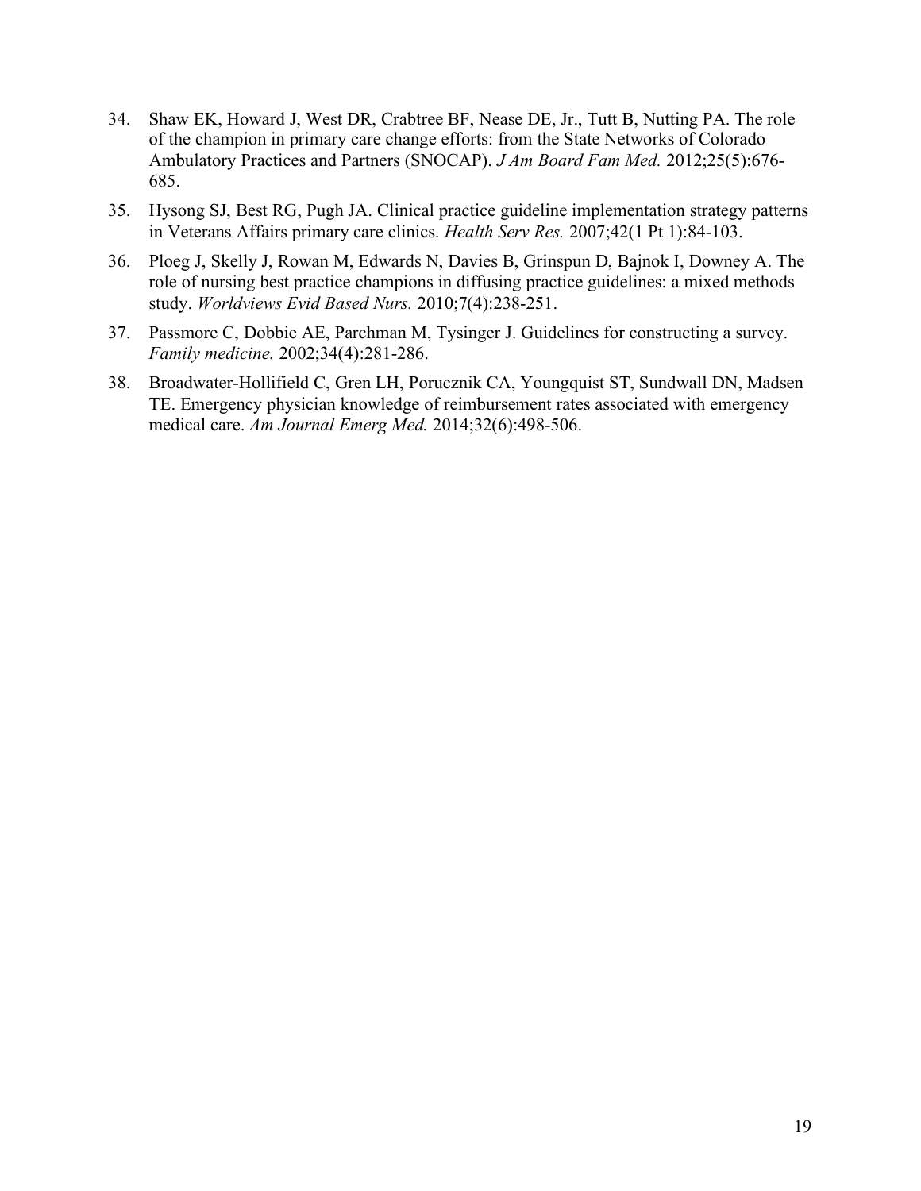34. Shaw EK, Howard J, West DR, Crabtree BF, Nease DE, Jr., Tutt B, Nutting PA. The role of the champion in primary care change efforts: from the State Networks of Colorado Ambulatory Practices and Partners (SNOCAP). *J Am Board Fam Med.* 2012;25(5):676-685.
35. Hysong SJ, Best RG, Pugh JA. Clinical practice guideline implementation strategy patterns in Veterans Affairs primary care clinics. *Health Serv Res.* 2007;42(1 Pt 1):84-103.
36. Ploeg J, Skelly J, Rowan M, Edwards N, Davies B, Grinspun D, Bajnok I, Downey A. The role of nursing best practice champions in diffusing practice guidelines: a mixed methods study. *Worldviews Evid Based Nurs.* 2010;7(4):238-251.
37. Passmore C, Dobbie AE, Parchman M, Tysinger J. Guidelines for constructing a survey. *Family medicine.* 2002;34(4):281-286.
38. Broadwater-Hollifield C, Gren LH, Porucznik CA, Youngquist ST, Sundwall DN, Madsen TE. Emergency physician knowledge of reimbursement rates associated with emergency medical care. *Am Journal Emerg Med.* 2014;32(6):498-506.